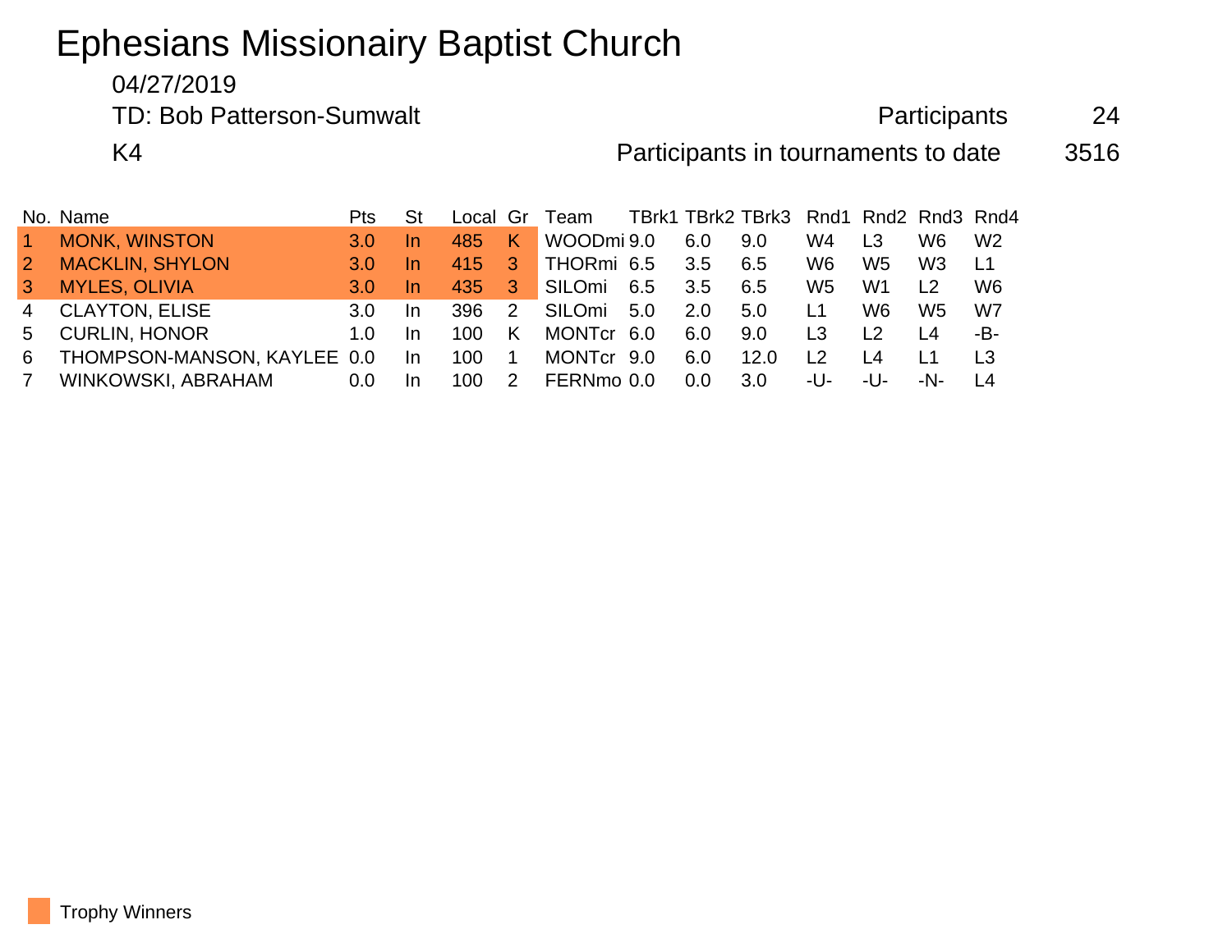# Ephesians Missionairy Baptist Church

04/27/2019

TD: Bob Patterson-Sumwalt

K4

Participants 24

Participants in tournaments to date 3516

| No. | Name | Pts | St | Local | Gr | Team | TBrk1 | TBrk2 | TBrk3 | Rnd1 | Rnd2 | Rnd3 | Rnd4 |
|---|---|---|---|---|---|---|---|---|---|---|---|---|---|
| 1 | MONK, WINSTON | 3.0 | In | 485 | K | WOODmi | 9.0 | 6.0 | 9.0 | W4 | L3 | W6 | W2 |
| 2 | MACKLIN, SHYLON | 3.0 | In | 415 | 3 | THORmi | 6.5 | 3.5 | 6.5 | W6 | W5 | W3 | L1 |
| 3 | MYLES, OLIVIA | 3.0 | In | 435 | 3 | SILOmi | 6.5 | 3.5 | 6.5 | W5 | W1 | L2 | W6 |
| 4 | CLAYTON, ELISE | 3.0 | In | 396 | 2 | SILOmi | 5.0 | 2.0 | 5.0 | L1 | W6 | W5 | W7 |
| 5 | CURLIN, HONOR | 1.0 | In | 100 | K | MONTcr | 6.0 | 6.0 | 9.0 | L3 | L2 | L4 | -B- |
| 6 | THOMPSON-MANSON, KAYLEE | 0.0 | In | 100 | 1 | MONTcr | 9.0 | 6.0 | 12.0 | L2 | L4 | L1 | L3 |
| 7 | WINKOWSKI, ABRAHAM | 0.0 | In | 100 | 2 | FERNmo | 0.0 | 0.0 | 3.0 | -U- | -U- | -N- | L4 |

Trophy Winners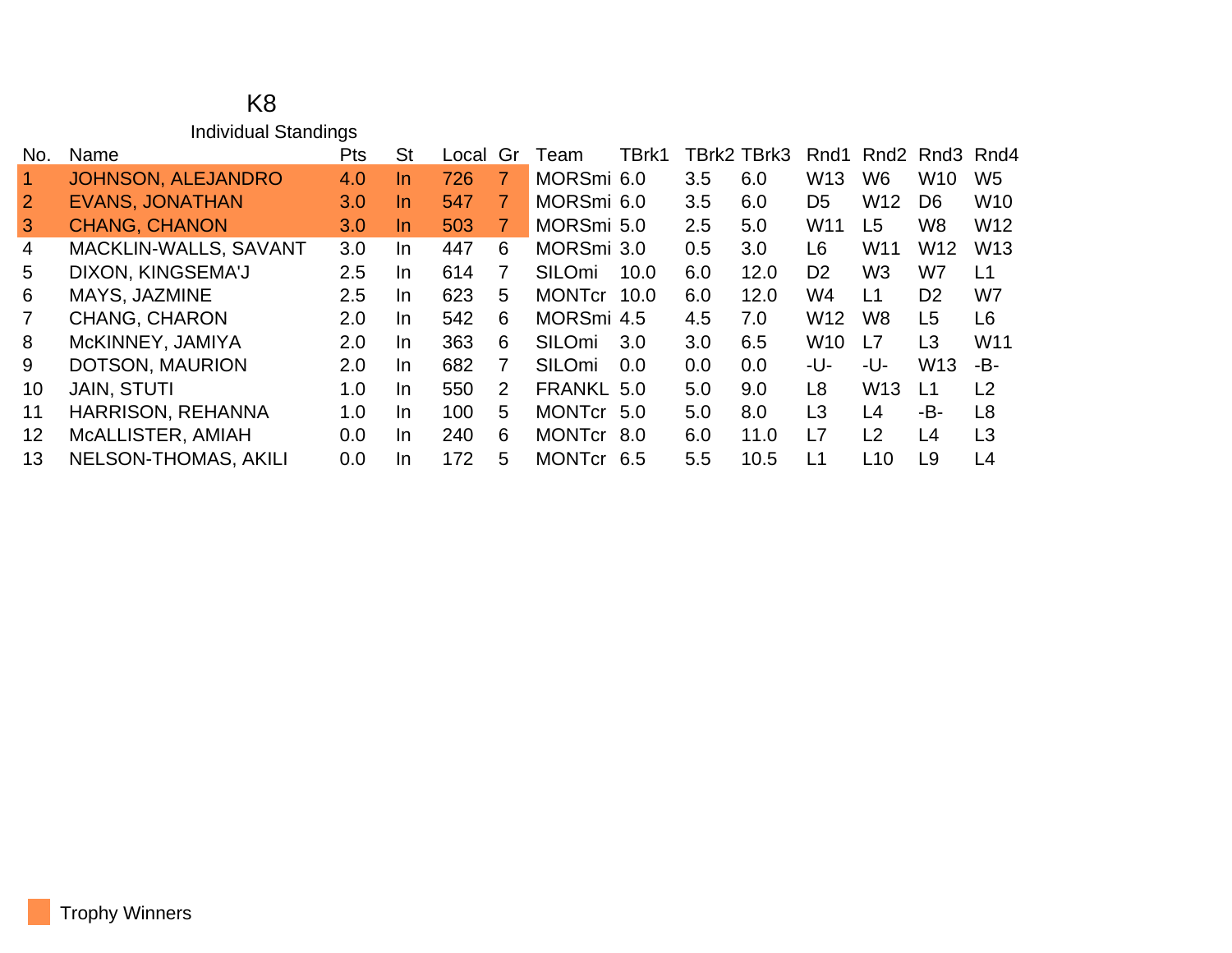# K8

## Individual Standings

| No. | Name | Pts | St | Local | Gr | Team | TBrk1 | TBrk2 | TBrk3 | Rnd1 | Rnd2 | Rnd3 | Rnd4 |
|---|---|---|---|---|---|---|---|---|---|---|---|---|---|
| 1 | JOHNSON, ALEJANDRO | 4.0 | In | 726 | 7 | MORSmi | 6.0 | 3.5 | 6.0 | W13 | W6 | W10 | W5 |
| 2 | EVANS, JONATHAN | 3.0 | In | 547 | 7 | MORSmi | 6.0 | 3.5 | 6.0 | D5 | W12 | D6 | W10 |
| 3 | CHANG, CHANON | 3.0 | In | 503 | 7 | MORSmi | 5.0 | 2.5 | 5.0 | W11 | L5 | W8 | W12 |
| 4 | MACKLIN-WALLS, SAVANT | 3.0 | In | 447 | 6 | MORSmi | 3.0 | 0.5 | 3.0 | L6 | W11 | W12 | W13 |
| 5 | DIXON, KINGSEMA'J | 2.5 | In | 614 | 7 | SILOmi | 10.0 | 6.0 | 12.0 | D2 | W3 | W7 | L1 |
| 6 | MAYS, JAZMINE | 2.5 | In | 623 | 5 | MONTcr | 10.0 | 6.0 | 12.0 | W4 | L1 | D2 | W7 |
| 7 | CHANG, CHARON | 2.0 | In | 542 | 6 | MORSmi | 4.5 | 4.5 | 7.0 | W12 | W8 | L5 | L6 |
| 8 | McKINNEY, JAMIYA | 2.0 | In | 363 | 6 | SILOmi | 3.0 | 3.0 | 6.5 | W10 | L7 | L3 | W11 |
| 9 | DOTSON, MAURION | 2.0 | In | 682 | 7 | SILOmi | 0.0 | 0.0 | 0.0 | -U- | -U- | W13 | -B- |
| 10 | JAIN, STUTI | 1.0 | In | 550 | 2 | FRANKL | 5.0 | 5.0 | 9.0 | L8 | W13 | L1 | L2 |
| 11 | HARRISON, REHANNA | 1.0 | In | 100 | 5 | MONTcr | 5.0 | 5.0 | 8.0 | L3 | L4 | -B- | L8 |
| 12 | McALLISTER, AMIAH | 0.0 | In | 240 | 6 | MONTcr | 8.0 | 6.0 | 11.0 | L7 | L2 | L4 | L3 |
| 13 | NELSON-THOMAS, AKILI | 0.0 | In | 172 | 5 | MONTcr | 6.5 | 5.5 | 10.5 | L1 | L10 | L9 | L4 |

Trophy Winners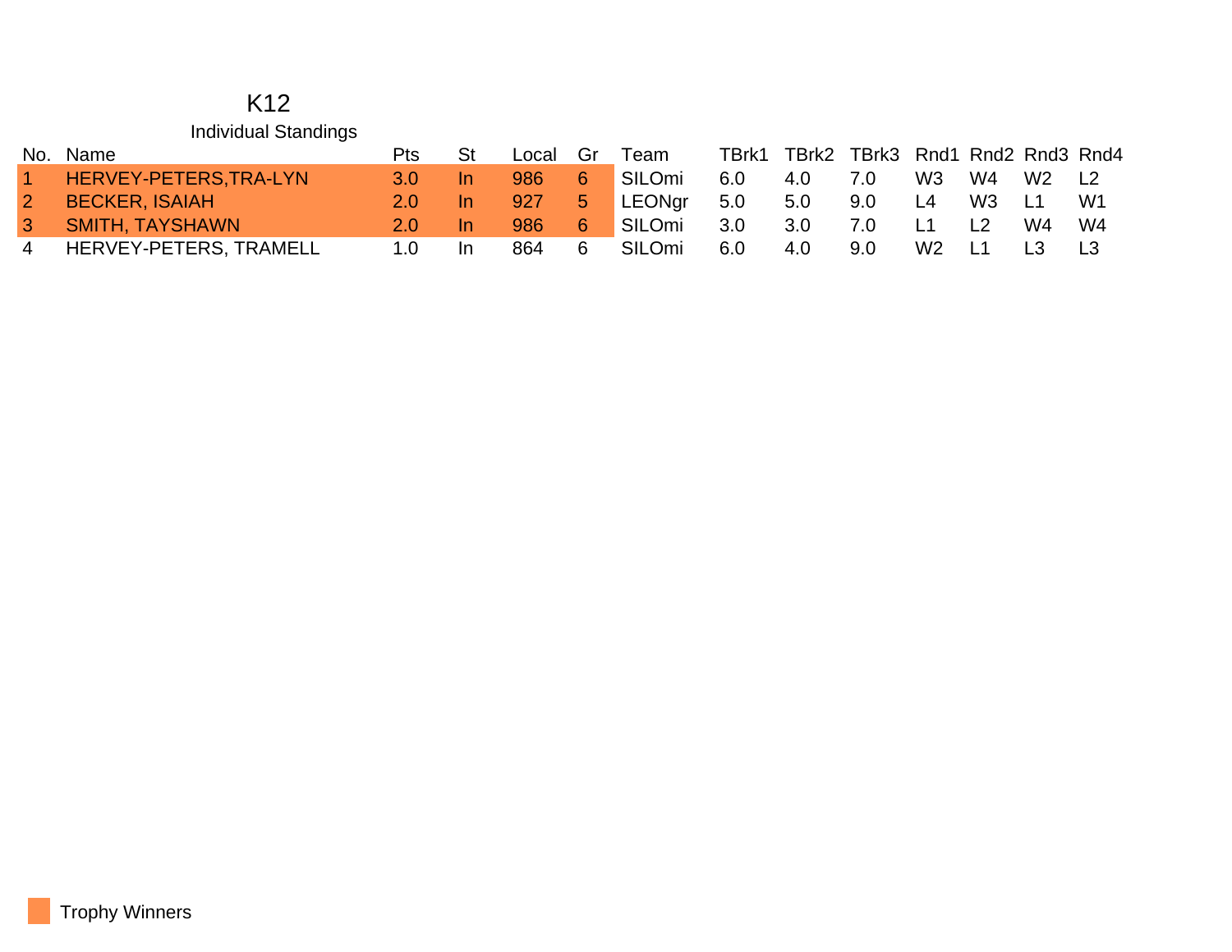# K12

## Individual Standings

| No. | Name | Pts | St | Local | Gr | Team | TBrk1 | TBrk2 | TBrk3 | Rnd1 | Rnd2 | Rnd3 | Rnd4 |
|---|---|---|---|---|---|---|---|---|---|---|---|---|---|
| 1 | HERVEY-PETERS,TRA-LYN | 3.0 | In | 986 | 6 | SILOmi | 6.0 | 4.0 | 7.0 | W3 | W4 | W2 | L2 |
| 2 | BECKER, ISAIAH | 2.0 | In | 927 | 5 | LEONgr | 5.0 | 5.0 | 9.0 | L4 | W3 | L1 | W1 |
| 3 | SMITH, TAYSHAWN | 2.0 | In | 986 | 6 | SILOmi | 3.0 | 3.0 | 7.0 | L1 | L2 | W4 | W4 |
| 4 | HERVEY-PETERS, TRAMELL | 1.0 | In | 864 | 6 | SILOmi | 6.0 | 4.0 | 9.0 | W2 | L1 | L3 | L3 |

Trophy Winners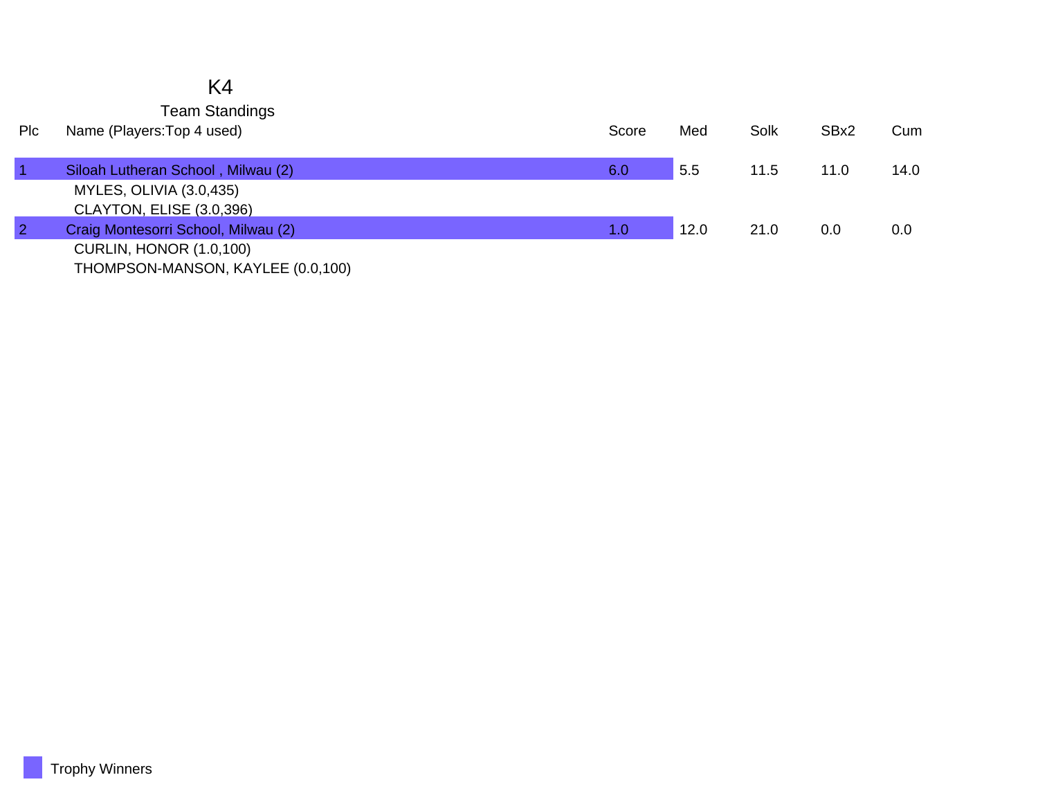# K4

## Team Standings

| Plc | Name (Players:Top 4 used) | Score | Med | Solk | SBx2 | Cum |
|---|---|---|---|---|---|---|
| 1 | Siloah Lutheran School , Milwau (2) | 6.0 | 5.5 | 11.5 | 11.0 | 14.0 |
| | MYLES, OLIVIA (3.0,435) | | | | | |
| | CLAYTON, ELISE (3.0,396) | | | | | |
| 2 | Craig Montesorri School, Milwau (2) | 1.0 | 12.0 | 21.0 | 0.0 | 0.0 |
| | CURLIN, HONOR (1.0,100) | | | | | |
| | THOMPSON-MANSON, KAYLEE (0.0,100) | | | | | |

Trophy Winners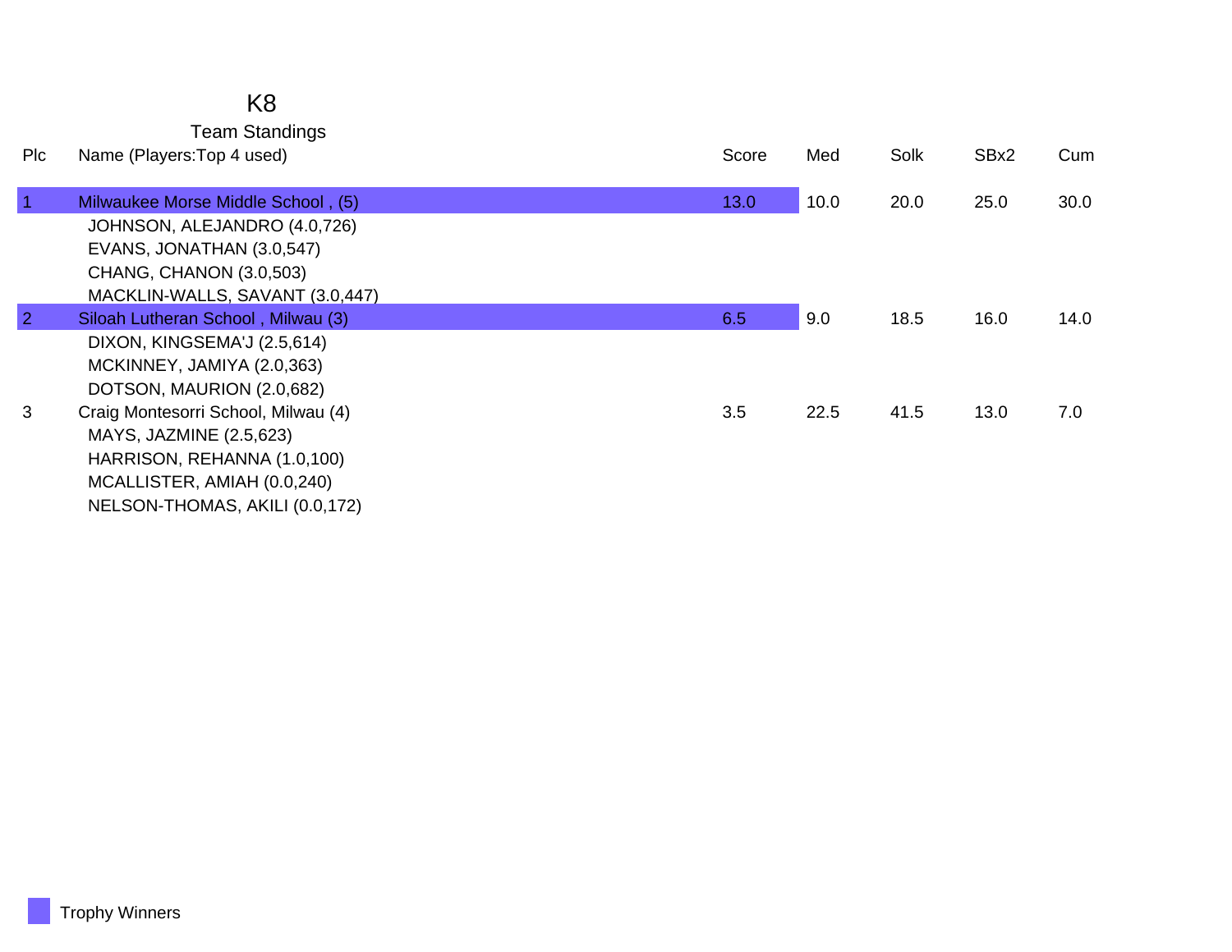# K8

## Team Standings

| Plc | Name (Players:Top 4 used) | Score | Med | Solk | SBx2 | Cum |
|---|---|---|---|---|---|---|
| 1 | Milwaukee Morse Middle School , (5) | 13.0 | 10.0 | 20.0 | 25.0 | 30.0 |
| | JOHNSON, ALEJANDRO (4.0,726) | | | | | |
| | EVANS, JONATHAN (3.0,547) | | | | | |
| | CHANG, CHANON (3.0,503) | | | | | |
| | MACKLIN-WALLS, SAVANT (3.0,447) | | | | | |
| 2 | Siloah Lutheran School , Milwau (3) | 6.5 | 9.0 | 18.5 | 16.0 | 14.0 |
| | DIXON, KINGSEMA'J (2.5,614) | | | | | |
| | MCKINNEY, JAMIYA (2.0,363) | | | | | |
| | DOTSON, MAURION (2.0,682) | | | | | |
| 3 | Craig Montesorri School, Milwau (4) | 3.5 | 22.5 | 41.5 | 13.0 | 7.0 |
| | MAYS, JAZMINE (2.5,623) | | | | | |
| | HARRISON, REHANNA (1.0,100) | | | | | |
| | MCALLISTER, AMIAH (0.0,240) | | | | | |
| | NELSON-THOMAS, AKILI (0.0,172) | | | | | |

Trophy Winners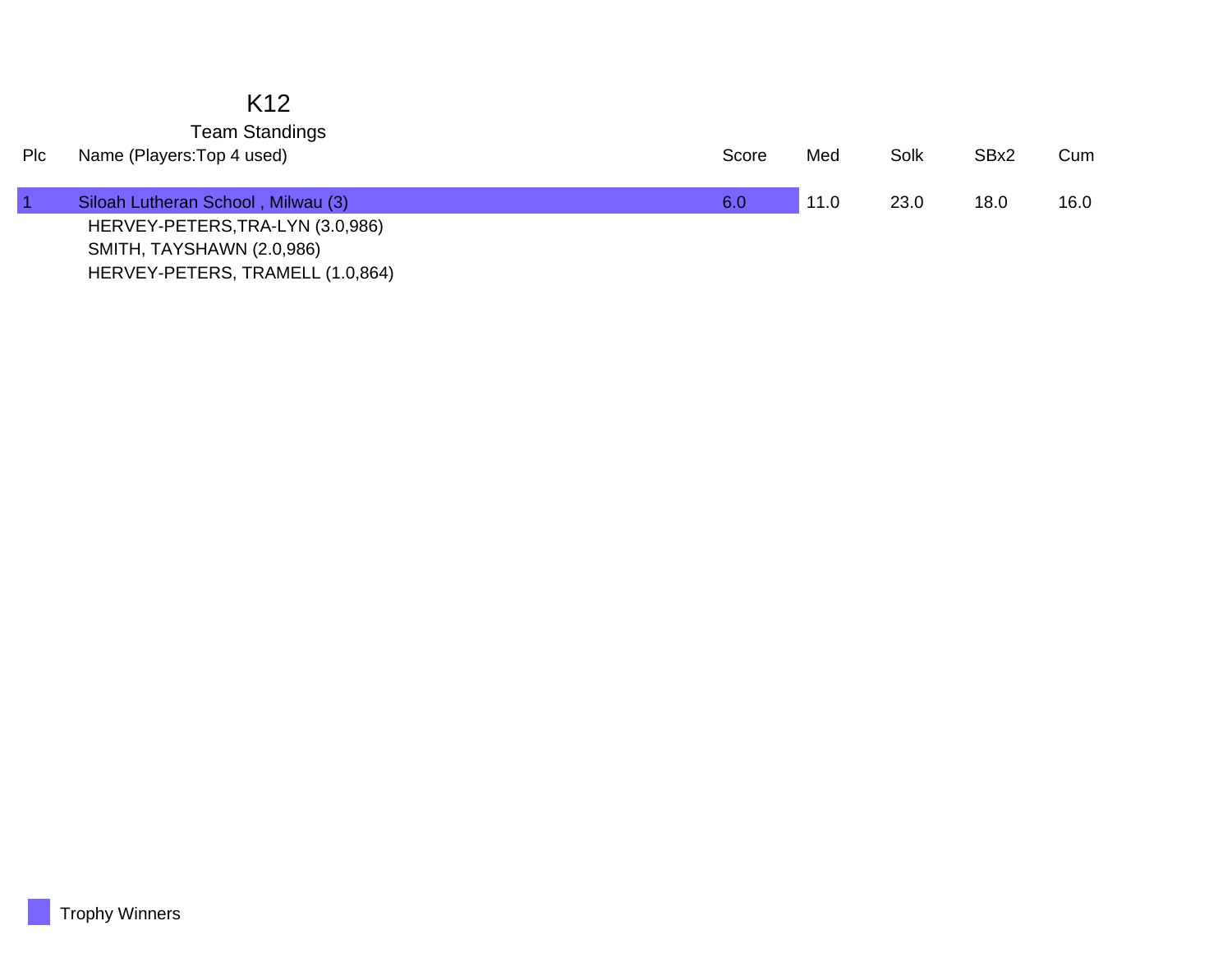# K12

## Team Standings

| Plc | Name (Players:Top 4 used) | Score | Med | Solk | SBx2 | Cum |
|---|---|---|---|---|---|---|
| 1 | Siloah Lutheran School , Milwau (3) | 6.0 | 11.0 | 23.0 | 18.0 | 16.0 |
| | HERVEY-PETERS,TRA-LYN (3.0,986) | | | | | |
| | SMITH, TAYSHAWN (2.0,986) | | | | | |
| | HERVEY-PETERS, TRAMELL (1.0,864) | | | | | |

Trophy Winners